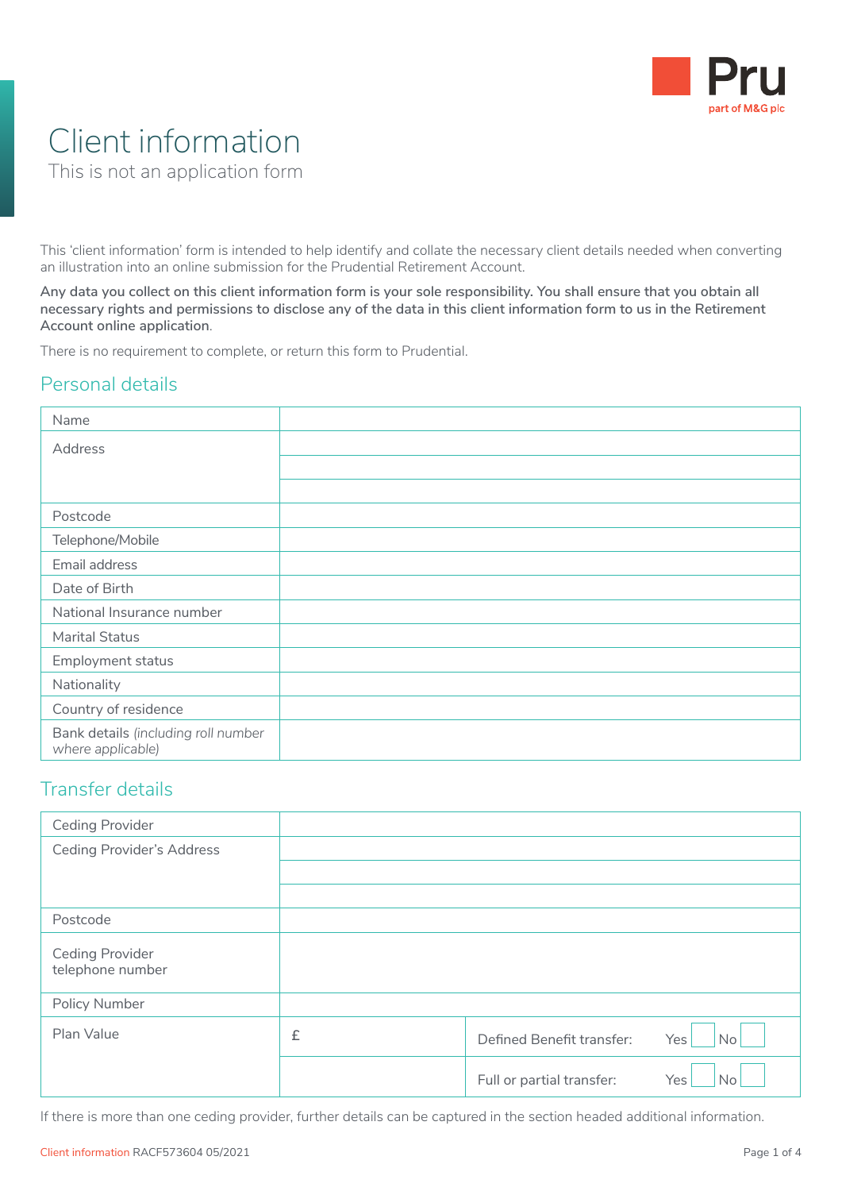# Client information

This is not an application form

This 'client information' form is intended to help identify and collate the necessary client details needed when converting an illustration into an online submission for the Prudential Retirement Account.

**Any data you collect on this client information form is your sole responsibility. You shall ensure that you obtain all necessary rights and permissions to disclose any of the data in this client information form to us in the Retirement Account online application**.

There is no requirement to complete, or return this form to Prudential.

## Personal details

| | |
|---|---|
| Name | |
| Address | |
| | |
| | |
| Postcode | |
| Telephone/Mobile | |
| Email address | |
| Date of Birth | |
| National Insurance number | |
| Marital Status | |
| Employment status | |
| Nationality | |
| Country of residence | |
| Bank details *(including roll number where applicable)* | |

## Transfer details

| | | |
|---|---|---|
| Ceding Provider | | |
| Ceding Provider's Address | | |
| | | |
| | | |
| Postcode | | |
| Ceding Provider telephone number | | |
| Policy Number | | |
| Plan Value | £ | Defined Benefit transfer: Yes ☐ No ☐ |
| | | Full or partial transfer: Yes ☐ No ☐ |

If there is more than one ceding provider, further details can be captured in the section headed additional information.

Client information RACF573604 05/2021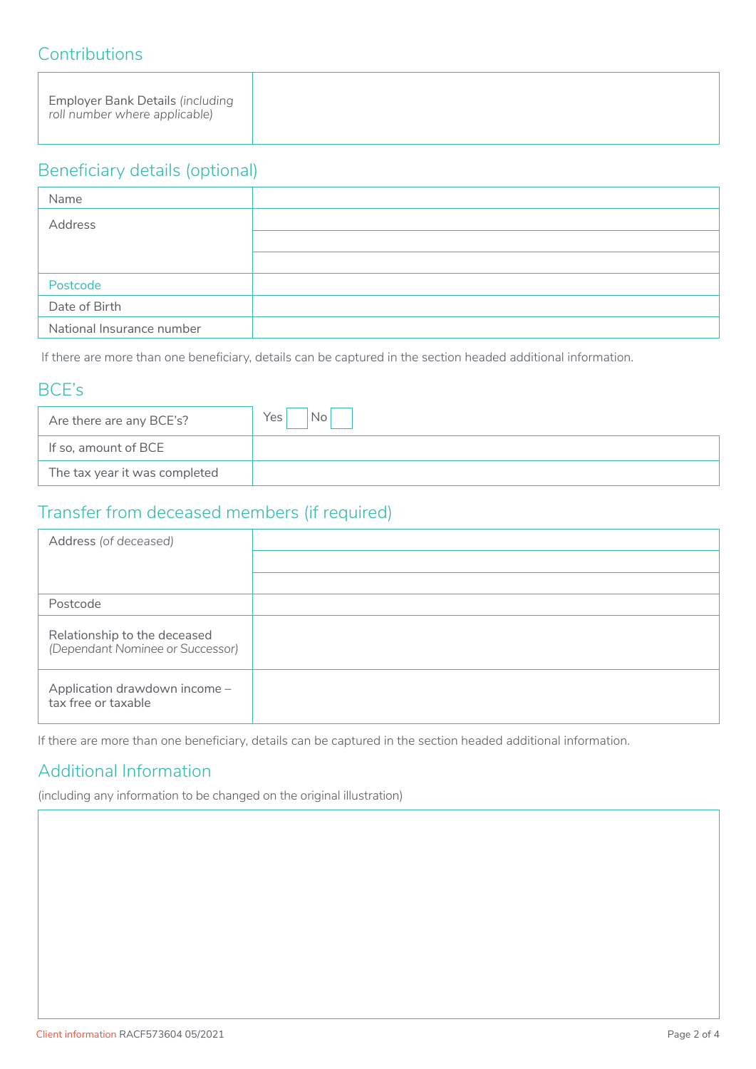## Contributions

| | |
|---|---|
| Employer Bank Details *(including roll number where applicable)* | |

## Beneficiary details (optional)

| | |
|---|---|
| Name | |
| Address | |
| | |
| | |
| Postcode | |
| Date of Birth | |
| National Insurance number | |

If there are more than one beneficiary, details can be captured in the section headed additional information.

## BCE's

| | |
|---|---|
| Are there are any BCE's? | Yes ☐ No ☐ |
| If so, amount of BCE | |
| The tax year it was completed | |

## Transfer from deceased members (if required)

| | |
|---|---|
| Address *(of deceased)* | |
| | |
| | |
| Postcode | |
| Relationship to the deceased *(Dependant Nominee or Successor)* | |
| Application drawdown income – tax free or taxable | |

If there are more than one beneficiary, details can be captured in the section headed additional information.

## Additional Information

(including any information to be changed on the original illustration)

| |
|---|
| |

Client information RACF573604 05/2021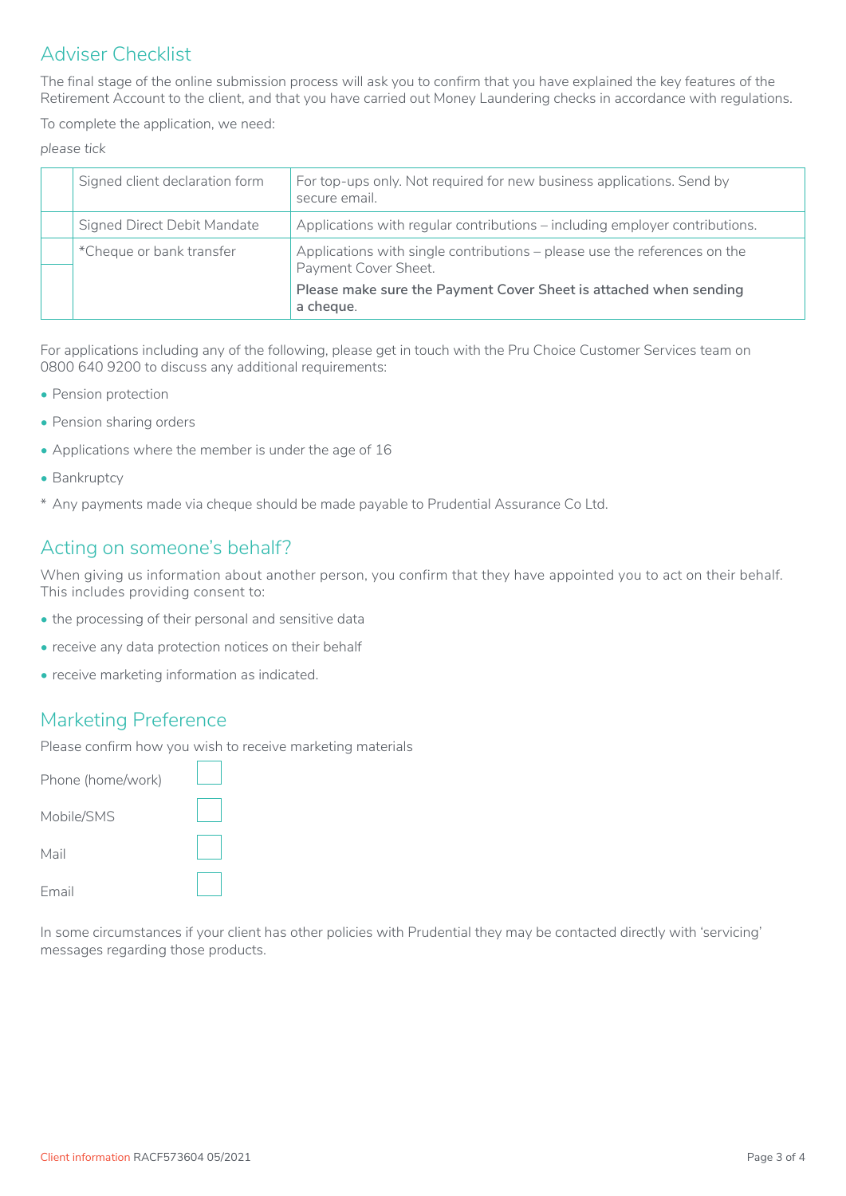## Adviser Checklist

The final stage of the online submission process will ask you to confirm that you have explained the key features of the Retirement Account to the client, and that you have carried out Money Laundering checks in accordance with regulations.

To complete the application, we need:

*please tick*

| | | |
|---|---|---|
| ☐ | Signed client declaration form | For top-ups only. Not required for new business applications. Send by secure email. |
| ☐ | Signed Direct Debit Mandate | Applications with regular contributions – including employer contributions. |
| ☐ | *Cheque or bank transfer | Applications with single contributions – please use the references on the Payment Cover Sheet.<br>**Please make sure the Payment Cover Sheet is attached when sending a cheque.** |

For applications including any of the following, please get in touch with the Pru Choice Customer Services team on 0800 640 9200 to discuss any additional requirements:

- Pension protection
- Pension sharing orders
- Applications where the member is under the age of 16
- Bankruptcy

\* Any payments made via cheque should be made payable to Prudential Assurance Co Ltd.

## Acting on someone's behalf?

When giving us information about another person, you confirm that they have appointed you to act on their behalf. This includes providing consent to:

- the processing of their personal and sensitive data
- receive any data protection notices on their behalf
- receive marketing information as indicated.

## Marketing Preference

Please confirm how you wish to receive marketing materials

Phone (home/work) ☐

Mobile/SMS ☐

Mail ☐

Email ☐

In some circumstances if your client has other policies with Prudential they may be contacted directly with 'servicing' messages regarding those products.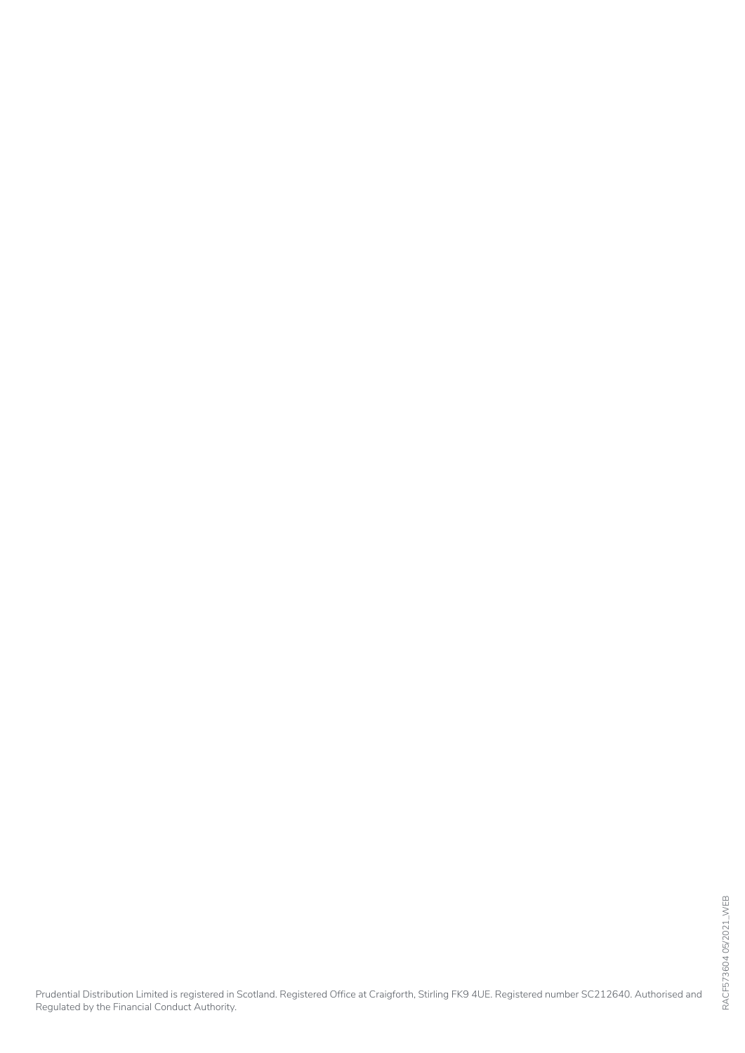Prudential Distribution Limited is registered in Scotland. Registered Office at Craigforth, Stirling FK9 4UE. Registered number SC212640. Authorised and Regulated by the Financial Conduct Authority.

RACF573604 05/2021_WEB